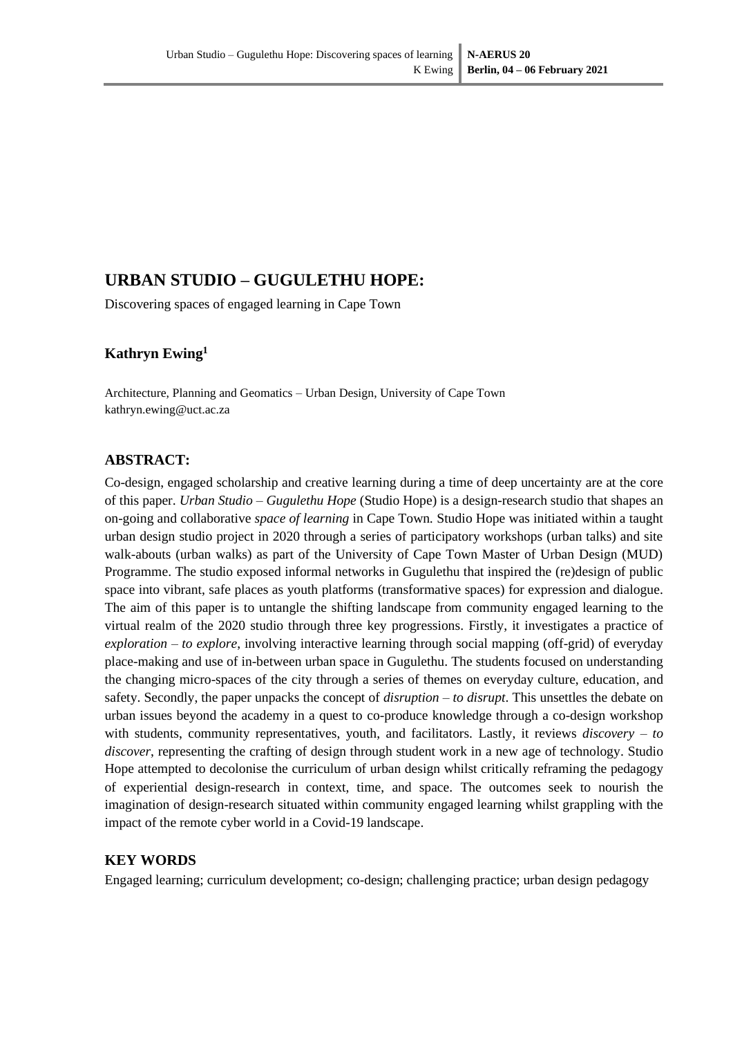# URBAN STUDIO – GUGULETHU HOPE:

Discovering spaces of engaged learning in Cape Town

**Kathryn Ewing[1]**

Architecture, Planning and Geomatics – Urban Design, University of Cape Town
kathryn.ewing@uct.ac.za

## ABSTRACT:

Co-design, engaged scholarship and creative learning during a time of deep uncertainty are at the core of this paper. *Urban Studio – Gugulethu Hope* (Studio Hope) is a design-research studio that shapes an on-going and collaborative *space of learning* in Cape Town. Studio Hope was initiated within a taught urban design studio project in 2020 through a series of participatory workshops (urban talks) and site walk-abouts (urban walks) as part of the University of Cape Town Master of Urban Design (MUD) Programme. The studio exposed informal networks in Gugulethu that inspired the (re)design of public space into vibrant, safe places as youth platforms (transformative spaces) for expression and dialogue. The aim of this paper is to untangle the shifting landscape from community engaged learning to the virtual realm of the 2020 studio through three key progressions. Firstly, it investigates a practice of *exploration – to explore*, involving interactive learning through social mapping (off-grid) of everyday place-making and use of in-between urban space in Gugulethu. The students focused on understanding the changing micro-spaces of the city through a series of themes on everyday culture, education, and safety. Secondly, the paper unpacks the concept of *disruption – to disrupt*. This unsettles the debate on urban issues beyond the academy in a quest to co-produce knowledge through a co-design workshop with students, community representatives, youth, and facilitators. Lastly, it reviews *discovery – to discover*, representing the crafting of design through student work in a new age of technology. Studio Hope attempted to decolonise the curriculum of urban design whilst critically reframing the pedagogy of experiential design-research in context, time, and space. The outcomes seek to nourish the imagination of design-research situated within community engaged learning whilst grappling with the impact of the remote cyber world in a Covid-19 landscape.

## KEY WORDS

Engaged learning; curriculum development; co-design; challenging practice; urban design pedagogy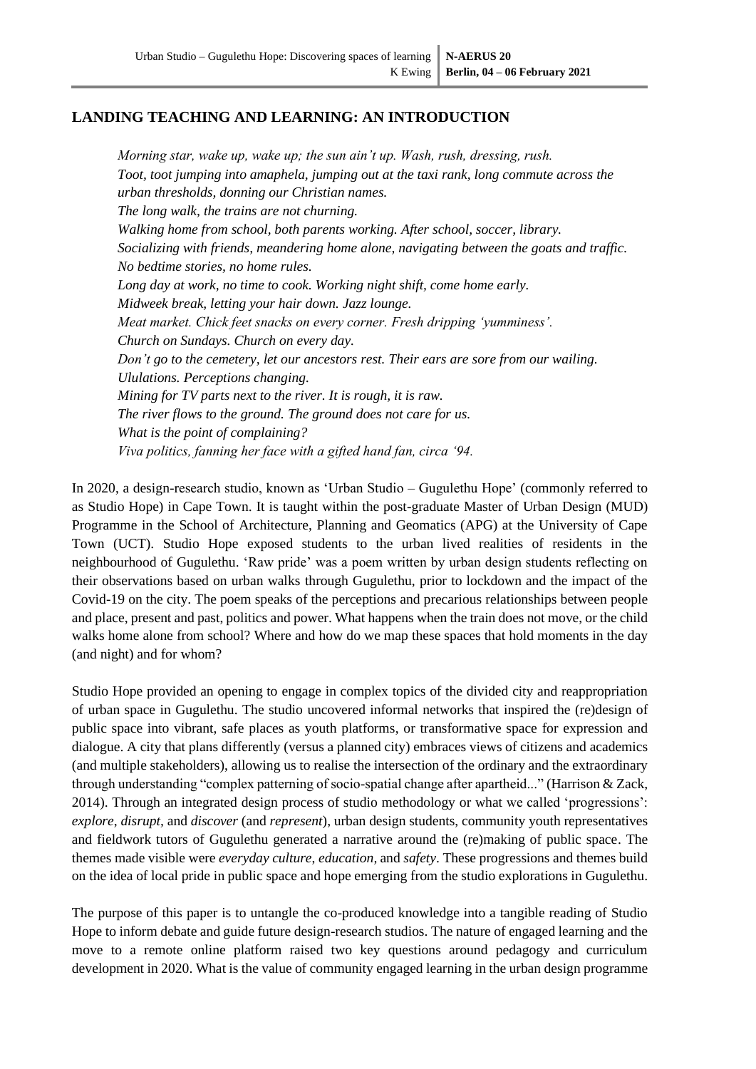## LANDING TEACHING AND LEARNING: AN INTRODUCTION

> *Morning star, wake up, wake up; the sun ain't up. Wash, rush, dressing, rush.*
> *Toot, toot jumping into amaphela, jumping out at the taxi rank, long commute across the urban thresholds, donning our Christian names.*
> *The long walk, the trains are not churning.*
> *Walking home from school, both parents working. After school, soccer, library.*
> *Socializing with friends, meandering home alone, navigating between the goats and traffic.*
> *No bedtime stories, no home rules.*
> *Long day at work, no time to cook. Working night shift, come home early.*
> *Midweek break, letting your hair down. Jazz lounge.*
> *Meat market. Chick feet snacks on every corner. Fresh dripping 'yumminess'.*
> *Church on Sundays. Church on every day.*
> *Don't go to the cemetery, let our ancestors rest. Their ears are sore from our wailing.*
> *Ululations. Perceptions changing.*
> *Mining for TV parts next to the river. It is rough, it is raw.*
> *The river flows to the ground. The ground does not care for us.*
> *What is the point of complaining?*
> *Viva politics, fanning her face with a gifted hand fan, circa '94.*

In 2020, a design-research studio, known as 'Urban Studio – Gugulethu Hope' (commonly referred to as Studio Hope) in Cape Town. It is taught within the post-graduate Master of Urban Design (MUD) Programme in the School of Architecture, Planning and Geomatics (APG) at the University of Cape Town (UCT). Studio Hope exposed students to the urban lived realities of residents in the neighbourhood of Gugulethu. 'Raw pride' was a poem written by urban design students reflecting on their observations based on urban walks through Gugulethu, prior to lockdown and the impact of the Covid-19 on the city. The poem speaks of the perceptions and precarious relationships between people and place, present and past, politics and power. What happens when the train does not move, or the child walks home alone from school? Where and how do we map these spaces that hold moments in the day (and night) and for whom?

Studio Hope provided an opening to engage in complex topics of the divided city and reappropriation of urban space in Gugulethu. The studio uncovered informal networks that inspired the (re)design of public space into vibrant, safe places as youth platforms, or transformative space for expression and dialogue. A city that plans differently (versus a planned city) embraces views of citizens and academics (and multiple stakeholders), allowing us to realise the intersection of the ordinary and the extraordinary through understanding "complex patterning of socio-spatial change after apartheid..." (Harrison & Zack, 2014). Through an integrated design process of studio methodology or what we called 'progressions': *explore*, *disrupt*, and *discover* (and *represent*), urban design students, community youth representatives and fieldwork tutors of Gugulethu generated a narrative around the (re)making of public space. The themes made visible were *everyday culture*, *education*, and *safety*. These progressions and themes build on the idea of local pride in public space and hope emerging from the studio explorations in Gugulethu.

The purpose of this paper is to untangle the co-produced knowledge into a tangible reading of Studio Hope to inform debate and guide future design-research studios. The nature of engaged learning and the move to a remote online platform raised two key questions around pedagogy and curriculum development in 2020. What is the value of community engaged learning in the urban design programme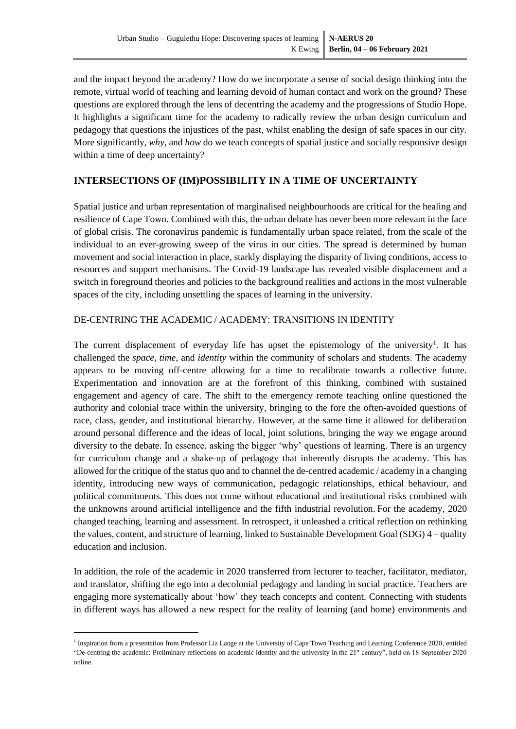and the impact beyond the academy? How do we incorporate a sense of social design thinking into the remote, virtual world of teaching and learning devoid of human contact and work on the ground? These questions are explored through the lens of decentring the academy and the progressions of Studio Hope. It highlights a significant time for the academy to radically review the urban design curriculum and pedagogy that questions the injustices of the past, whilst enabling the design of safe spaces in our city. More significantly, *why*, and *how* do we teach concepts of spatial justice and socially responsive design within a time of deep uncertainty?

## INTERSECTIONS OF (IM)POSSIBILITY IN A TIME OF UNCERTAINTY

Spatial justice and urban representation of marginalised neighbourhoods are critical for the healing and resilience of Cape Town. Combined with this, the urban debate has never been more relevant in the face of global crisis. The coronavirus pandemic is fundamentally urban space related, from the scale of the individual to an ever-growing sweep of the virus in our cities. The spread is determined by human movement and social interaction in place, starkly displaying the disparity of living conditions, access to resources and support mechanisms. The Covid-19 landscape has revealed visible displacement and a switch in foreground theories and policies to the background realities and actions in the most vulnerable spaces of the city, including unsettling the spaces of learning in the university.

### DE-CENTRING THE ACADEMIC / ACADEMY: TRANSITIONS IN IDENTITY

The current displacement of everyday life has upset the epistemology of the university[1]. It has challenged the *space*, *time*, and *identity* within the community of scholars and students. The academy appears to be moving off-centre allowing for a time to recalibrate towards a collective future. Experimentation and innovation are at the forefront of this thinking, combined with sustained engagement and agency of care. The shift to the emergency remote teaching online questioned the authority and colonial trace within the university, bringing to the fore the often-avoided questions of race, class, gender, and institutional hierarchy. However, at the same time it allowed for deliberation around personal difference and the ideas of local, joint solutions, bringing the way we engage around diversity to the debate. In essence, asking the bigger 'why' questions of learning. There is an urgency for curriculum change and a shake-up of pedagogy that inherently disrupts the academy. This has allowed for the critique of the status quo and to channel the de-centred academic / academy in a changing identity, introducing new ways of communication, pedagogic relationships, ethical behaviour, and political commitments. This does not come without educational and institutional risks combined with the unknowns around artificial intelligence and the fifth industrial revolution. For the academy, 2020 changed teaching, learning and assessment. In retrospect, it unleashed a critical reflection on rethinking the values, content, and structure of learning, linked to Sustainable Development Goal (SDG) 4 – quality education and inclusion.

In addition, the role of the academic in 2020 transferred from lecturer to teacher, facilitator, mediator, and translator, shifting the ego into a decolonial pedagogy and landing in social practice. Teachers are engaging more systematically about 'how' they teach concepts and content. Connecting with students in different ways has allowed a new respect for the reality of learning (and home) environments and

[1] Inspiration from a presentation from Professor Liz Lange at the University of Cape Town Teaching and Learning Conference 2020, entitled "De-centring the academic: Preliminary reflections on academic identity and the university in the 21st century", held on 18 September 2020 online.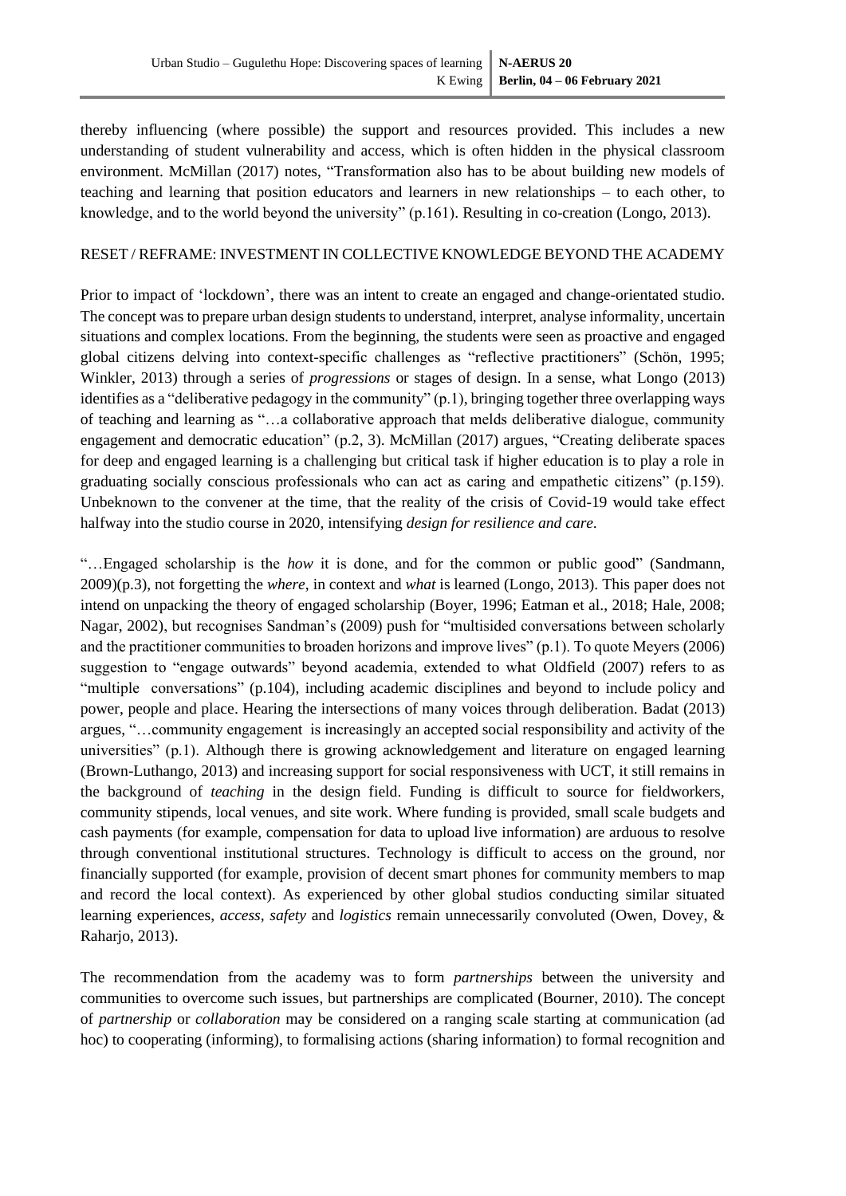thereby influencing (where possible) the support and resources provided. This includes a new understanding of student vulnerability and access, which is often hidden in the physical classroom environment. McMillan (2017) notes, "Transformation also has to be about building new models of teaching and learning that position educators and learners in new relationships – to each other, to knowledge, and to the world beyond the university" (p.161). Resulting in co-creation (Longo, 2013).

## RESET / REFRAME: INVESTMENT IN COLLECTIVE KNOWLEDGE BEYOND THE ACADEMY

Prior to impact of 'lockdown', there was an intent to create an engaged and change-orientated studio. The concept was to prepare urban design students to understand, interpret, analyse informality, uncertain situations and complex locations. From the beginning, the students were seen as proactive and engaged global citizens delving into context-specific challenges as "reflective practitioners" (Schön, 1995; Winkler, 2013) through a series of *progressions* or stages of design. In a sense, what Longo (2013) identifies as a "deliberative pedagogy in the community" (p.1), bringing together three overlapping ways of teaching and learning as "…a collaborative approach that melds deliberative dialogue, community engagement and democratic education" (p.2, 3). McMillan (2017) argues, "Creating deliberate spaces for deep and engaged learning is a challenging but critical task if higher education is to play a role in graduating socially conscious professionals who can act as caring and empathetic citizens" (p.159). Unbeknown to the convener at the time, that the reality of the crisis of Covid-19 would take effect halfway into the studio course in 2020, intensifying *design for resilience and care*.

"…Engaged scholarship is the *how* it is done, and for the common or public good" (Sandmann, 2009)(p.3), not forgetting the *where*, in context and *what* is learned (Longo, 2013). This paper does not intend on unpacking the theory of engaged scholarship (Boyer, 1996; Eatman et al., 2018; Hale, 2008; Nagar, 2002), but recognises Sandman's (2009) push for "multisided conversations between scholarly and the practitioner communities to broaden horizons and improve lives" (p.1). To quote Meyers (2006) suggestion to "engage outwards" beyond academia, extended to what Oldfield (2007) refers to as "multiple conversations" (p.104), including academic disciplines and beyond to include policy and power, people and place. Hearing the intersections of many voices through deliberation. Badat (2013) argues, "…community engagement is increasingly an accepted social responsibility and activity of the universities" (p.1). Although there is growing acknowledgement and literature on engaged learning (Brown-Luthango, 2013) and increasing support for social responsiveness with UCT, it still remains in the background of *teaching* in the design field. Funding is difficult to source for fieldworkers, community stipends, local venues, and site work. Where funding is provided, small scale budgets and cash payments (for example, compensation for data to upload live information) are arduous to resolve through conventional institutional structures. Technology is difficult to access on the ground, nor financially supported (for example, provision of decent smart phones for community members to map and record the local context). As experienced by other global studios conducting similar situated learning experiences, *access, safety* and *logistics* remain unnecessarily convoluted (Owen, Dovey, & Raharjo, 2013).

The recommendation from the academy was to form *partnerships* between the university and communities to overcome such issues, but partnerships are complicated (Bourner, 2010). The concept of *partnership* or *collaboration* may be considered on a ranging scale starting at communication (ad hoc) to cooperating (informing), to formalising actions (sharing information) to formal recognition and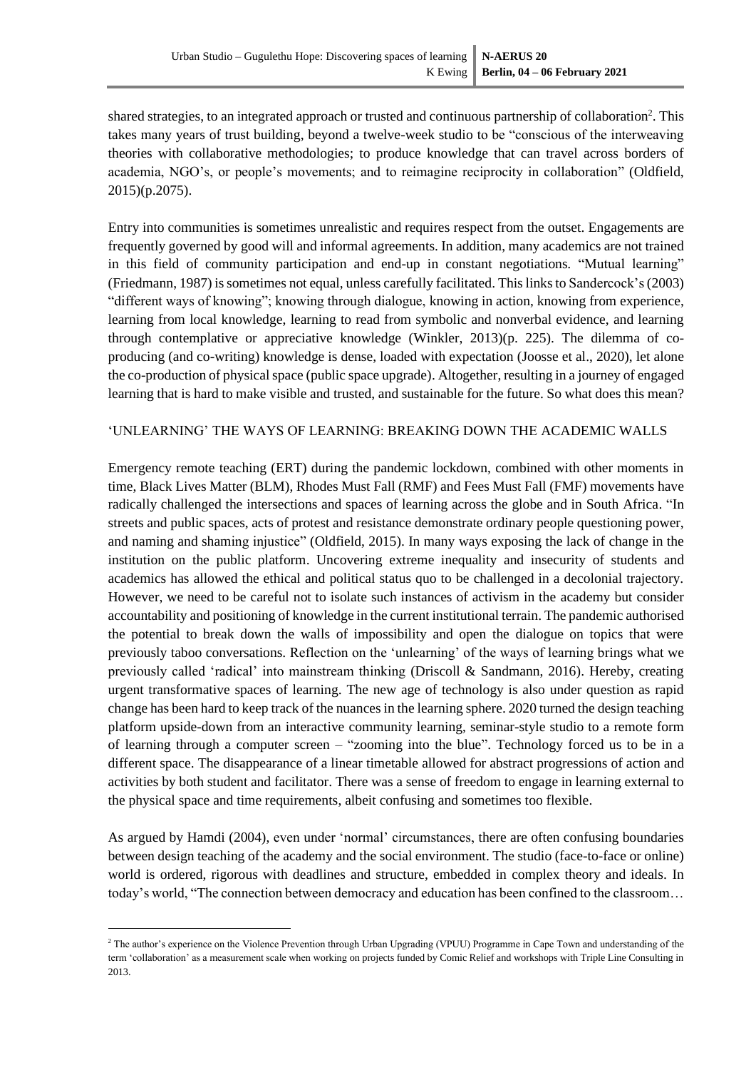shared strategies, to an integrated approach or trusted and continuous partnership of collaboration[2]. This takes many years of trust building, beyond a twelve-week studio to be "conscious of the interweaving theories with collaborative methodologies; to produce knowledge that can travel across borders of academia, NGO's, or people's movements; and to reimagine reciprocity in collaboration" (Oldfield, 2015)(p.2075).

Entry into communities is sometimes unrealistic and requires respect from the outset. Engagements are frequently governed by good will and informal agreements. In addition, many academics are not trained in this field of community participation and end-up in constant negotiations. "Mutual learning" (Friedmann, 1987) is sometimes not equal, unless carefully facilitated. This links to Sandercock's (2003) "different ways of knowing"; knowing through dialogue, knowing in action, knowing from experience, learning from local knowledge, learning to read from symbolic and nonverbal evidence, and learning through contemplative or appreciative knowledge (Winkler, 2013)(p. 225). The dilemma of co-producing (and co-writing) knowledge is dense, loaded with expectation (Joosse et al., 2020), let alone the co-production of physical space (public space upgrade). Altogether, resulting in a journey of engaged learning that is hard to make visible and trusted, and sustainable for the future. So what does this mean?

## 'UNLEARNING' THE WAYS OF LEARNING: BREAKING DOWN THE ACADEMIC WALLS

Emergency remote teaching (ERT) during the pandemic lockdown, combined with other moments in time, Black Lives Matter (BLM), Rhodes Must Fall (RMF) and Fees Must Fall (FMF) movements have radically challenged the intersections and spaces of learning across the globe and in South Africa. "In streets and public spaces, acts of protest and resistance demonstrate ordinary people questioning power, and naming and shaming injustice" (Oldfield, 2015). In many ways exposing the lack of change in the institution on the public platform. Uncovering extreme inequality and insecurity of students and academics has allowed the ethical and political status quo to be challenged in a decolonial trajectory. However, we need to be careful not to isolate such instances of activism in the academy but consider accountability and positioning of knowledge in the current institutional terrain. The pandemic authorised the potential to break down the walls of impossibility and open the dialogue on topics that were previously taboo conversations. Reflection on the 'unlearning' of the ways of learning brings what we previously called 'radical' into mainstream thinking (Driscoll & Sandmann, 2016). Hereby, creating urgent transformative spaces of learning. The new age of technology is also under question as rapid change has been hard to keep track of the nuances in the learning sphere. 2020 turned the design teaching platform upside-down from an interactive community learning, seminar-style studio to a remote form of learning through a computer screen – "zooming into the blue". Technology forced us to be in a different space. The disappearance of a linear timetable allowed for abstract progressions of action and activities by both student and facilitator. There was a sense of freedom to engage in learning external to the physical space and time requirements, albeit confusing and sometimes too flexible.

As argued by Hamdi (2004), even under 'normal' circumstances, there are often confusing boundaries between design teaching of the academy and the social environment. The studio (face-to-face or online) world is ordered, rigorous with deadlines and structure, embedded in complex theory and ideals. In today's world, "The connection between democracy and education has been confined to the classroom…

[2] The author's experience on the Violence Prevention through Urban Upgrading (VPUU) Programme in Cape Town and understanding of the term 'collaboration' as a measurement scale when working on projects funded by Comic Relief and workshops with Triple Line Consulting in 2013.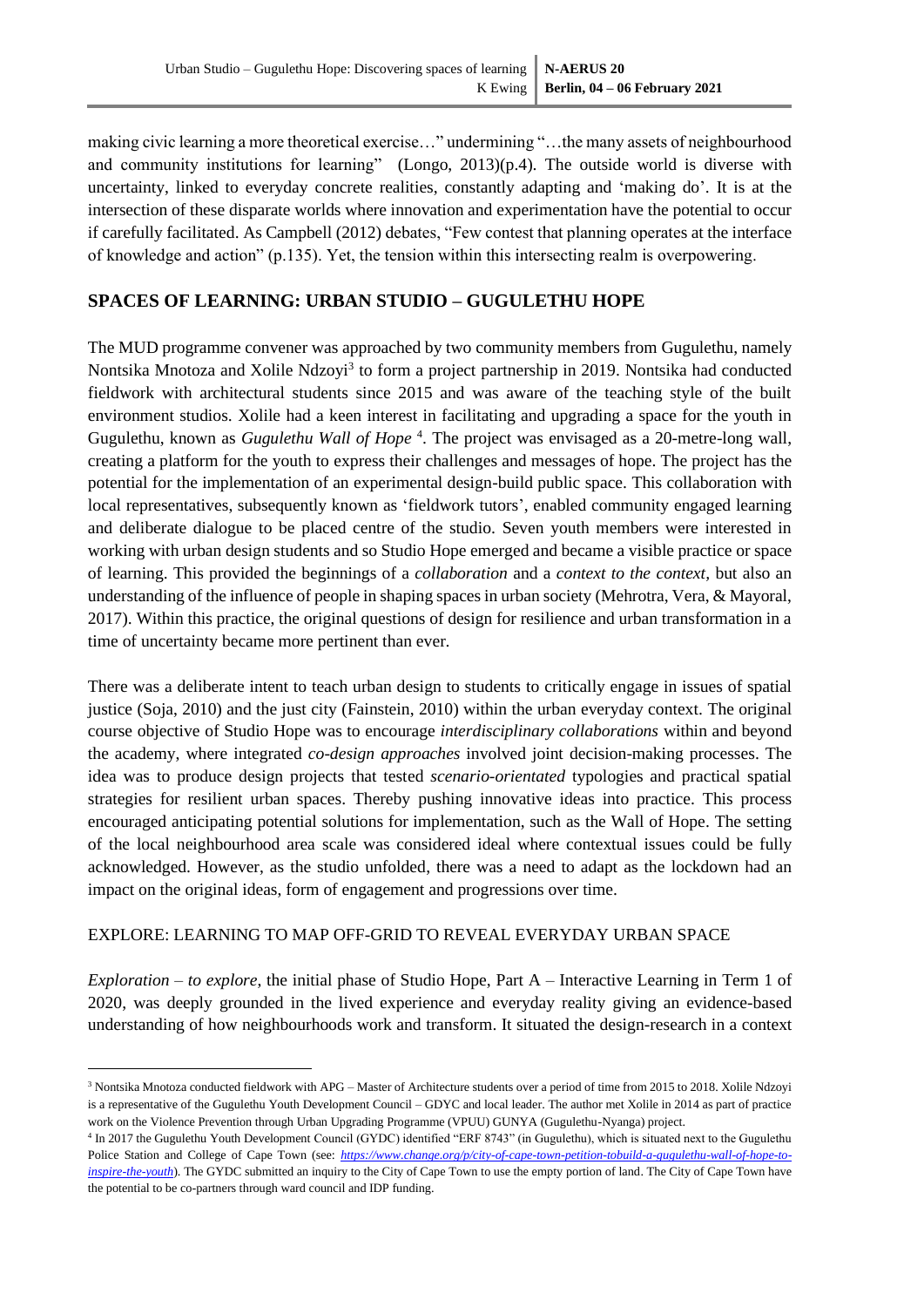making civic learning a more theoretical exercise…" undermining "…the many assets of neighbourhood and community institutions for learning" (Longo, 2013)(p.4). The outside world is diverse with uncertainty, linked to everyday concrete realities, constantly adapting and 'making do'. It is at the intersection of these disparate worlds where innovation and experimentation have the potential to occur if carefully facilitated. As Campbell (2012) debates, "Few contest that planning operates at the interface of knowledge and action" (p.135). Yet, the tension within this intersecting realm is overpowering.

## SPACES OF LEARNING: URBAN STUDIO – GUGULETHU HOPE

The MUD programme convener was approached by two community members from Gugulethu, namely Nontsika Mnotoza and Xolile Ndzoyi[3] to form a project partnership in 2019. Nontsika had conducted fieldwork with architectural students since 2015 and was aware of the teaching style of the built environment studios. Xolile had a keen interest in facilitating and upgrading a space for the youth in Gugulethu, known as *Gugulethu Wall of Hope* [4]. The project was envisaged as a 20-metre-long wall, creating a platform for the youth to express their challenges and messages of hope. The project has the potential for the implementation of an experimental design-build public space. This collaboration with local representatives, subsequently known as 'fieldwork tutors', enabled community engaged learning and deliberate dialogue to be placed centre of the studio. Seven youth members were interested in working with urban design students and so Studio Hope emerged and became a visible practice or space of learning. This provided the beginnings of a *collaboration* and a *context to the context,* but also an understanding of the influence of people in shaping spaces in urban society (Mehrotra, Vera, & Mayoral, 2017). Within this practice, the original questions of design for resilience and urban transformation in a time of uncertainty became more pertinent than ever.

There was a deliberate intent to teach urban design to students to critically engage in issues of spatial justice (Soja, 2010) and the just city (Fainstein, 2010) within the urban everyday context. The original course objective of Studio Hope was to encourage *interdisciplinary collaborations* within and beyond the academy, where integrated *co-design approaches* involved joint decision-making processes. The idea was to produce design projects that tested *scenario-orientated* typologies and practical spatial strategies for resilient urban spaces. Thereby pushing innovative ideas into practice. This process encouraged anticipating potential solutions for implementation, such as the Wall of Hope. The setting of the local neighbourhood area scale was considered ideal where contextual issues could be fully acknowledged. However, as the studio unfolded, there was a need to adapt as the lockdown had an impact on the original ideas, form of engagement and progressions over time.

### EXPLORE: LEARNING TO MAP OFF-GRID TO REVEAL EVERYDAY URBAN SPACE

*Exploration – to explore*, the initial phase of Studio Hope, Part A – Interactive Learning in Term 1 of 2020, was deeply grounded in the lived experience and everyday reality giving an evidence-based understanding of how neighbourhoods work and transform. It situated the design-research in a context

---

[3] Nontsika Mnotoza conducted fieldwork with APG – Master of Architecture students over a period of time from 2015 to 2018. Xolile Ndzoyi is a representative of the Gugulethu Youth Development Council – GDYC and local leader. The author met Xolile in 2014 as part of practice work on the Violence Prevention through Urban Upgrading Programme (VPUU) GUNYA (Gugulethu-Nyanga) project.

[4] In 2017 the Gugulethu Youth Development Council (GYDC) identified "ERF 8743" (in Gugulethu), which is situated next to the Gugulethu Police Station and College of Cape Town (see: *https://www.change.org/p/city-of-cape-town-petition-tobuild-a-gugulethu-wall-of-hope-to-inspire-the-youth*). The GYDC submitted an inquiry to the City of Cape Town to use the empty portion of land. The City of Cape Town have the potential to be co-partners through ward council and IDP funding.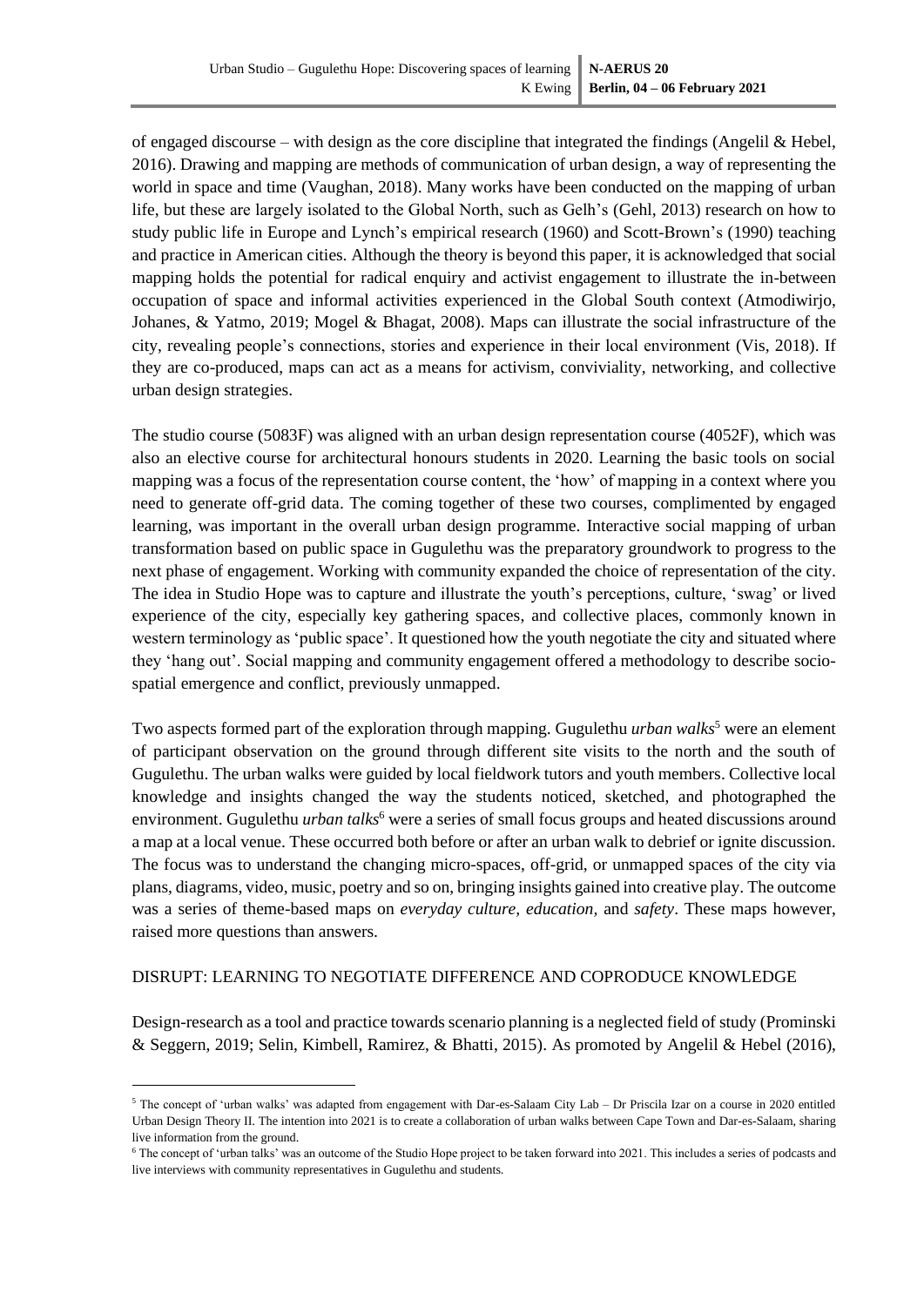of engaged discourse – with design as the core discipline that integrated the findings (Angelil & Hebel, 2016). Drawing and mapping are methods of communication of urban design, a way of representing the world in space and time (Vaughan, 2018). Many works have been conducted on the mapping of urban life, but these are largely isolated to the Global North, such as Gelh's (Gehl, 2013) research on how to study public life in Europe and Lynch's empirical research (1960) and Scott-Brown's (1990) teaching and practice in American cities. Although the theory is beyond this paper, it is acknowledged that social mapping holds the potential for radical enquiry and activist engagement to illustrate the in-between occupation of space and informal activities experienced in the Global South context (Atmodiwirjo, Johanes, & Yatmo, 2019; Mogel & Bhagat, 2008). Maps can illustrate the social infrastructure of the city, revealing people's connections, stories and experience in their local environment (Vis, 2018). If they are co-produced, maps can act as a means for activism, conviviality, networking, and collective urban design strategies.

The studio course (5083F) was aligned with an urban design representation course (4052F), which was also an elective course for architectural honours students in 2020. Learning the basic tools on social mapping was a focus of the representation course content, the 'how' of mapping in a context where you need to generate off-grid data. The coming together of these two courses, complimented by engaged learning, was important in the overall urban design programme. Interactive social mapping of urban transformation based on public space in Gugulethu was the preparatory groundwork to progress to the next phase of engagement. Working with community expanded the choice of representation of the city. The idea in Studio Hope was to capture and illustrate the youth's perceptions, culture, 'swag' or lived experience of the city, especially key gathering spaces, and collective places, commonly known in western terminology as 'public space'. It questioned how the youth negotiate the city and situated where they 'hang out'. Social mapping and community engagement offered a methodology to describe socio-spatial emergence and conflict, previously unmapped.

Two aspects formed part of the exploration through mapping. Gugulethu *urban walks*[5] were an element of participant observation on the ground through different site visits to the north and the south of Gugulethu. The urban walks were guided by local fieldwork tutors and youth members. Collective local knowledge and insights changed the way the students noticed, sketched, and photographed the environment. Gugulethu *urban talks*[6] were a series of small focus groups and heated discussions around a map at a local venue. These occurred both before or after an urban walk to debrief or ignite discussion. The focus was to understand the changing micro-spaces, off-grid, or unmapped spaces of the city via plans, diagrams, video, music, poetry and so on, bringing insights gained into creative play. The outcome was a series of theme-based maps on *everyday culture*, *education*, and *safety*. These maps however, raised more questions than answers.

## DISRUPT: LEARNING TO NEGOTIATE DIFFERENCE AND COPRODUCE KNOWLEDGE

Design-research as a tool and practice towards scenario planning is a neglected field of study (Prominski & Seggern, 2019; Selin, Kimbell, Ramirez, & Bhatti, 2015). As promoted by Angelil & Hebel (2016),

---

[5] The concept of 'urban walks' was adapted from engagement with Dar-es-Salaam City Lab – Dr Priscila Izar on a course in 2020 entitled Urban Design Theory II. The intention into 2021 is to create a collaboration of urban walks between Cape Town and Dar-es-Salaam, sharing live information from the ground.

[6] The concept of 'urban talks' was an outcome of the Studio Hope project to be taken forward into 2021. This includes a series of podcasts and live interviews with community representatives in Gugulethu and students.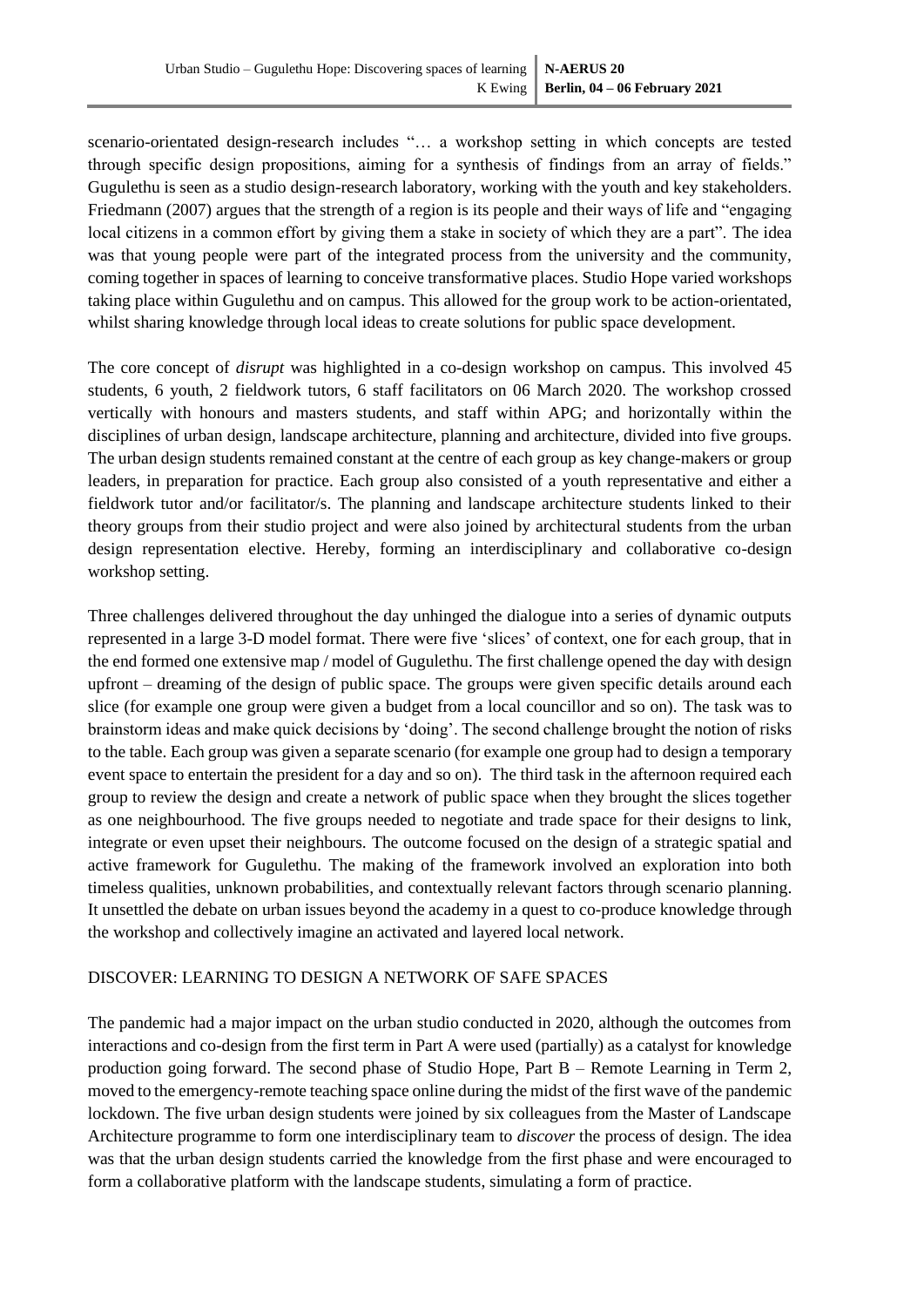scenario-orientated design-research includes "… a workshop setting in which concepts are tested through specific design propositions, aiming for a synthesis of findings from an array of fields." Gugulethu is seen as a studio design-research laboratory, working with the youth and key stakeholders. Friedmann (2007) argues that the strength of a region is its people and their ways of life and "engaging local citizens in a common effort by giving them a stake in society of which they are a part". The idea was that young people were part of the integrated process from the university and the community, coming together in spaces of learning to conceive transformative places. Studio Hope varied workshops taking place within Gugulethu and on campus. This allowed for the group work to be action-orientated, whilst sharing knowledge through local ideas to create solutions for public space development.

The core concept of *disrupt* was highlighted in a co-design workshop on campus. This involved 45 students, 6 youth, 2 fieldwork tutors, 6 staff facilitators on 06 March 2020. The workshop crossed vertically with honours and masters students, and staff within APG; and horizontally within the disciplines of urban design, landscape architecture, planning and architecture, divided into five groups. The urban design students remained constant at the centre of each group as key change-makers or group leaders, in preparation for practice. Each group also consisted of a youth representative and either a fieldwork tutor and/or facilitator/s. The planning and landscape architecture students linked to their theory groups from their studio project and were also joined by architectural students from the urban design representation elective. Hereby, forming an interdisciplinary and collaborative co-design workshop setting.

Three challenges delivered throughout the day unhinged the dialogue into a series of dynamic outputs represented in a large 3-D model format. There were five 'slices' of context, one for each group, that in the end formed one extensive map / model of Gugulethu. The first challenge opened the day with design upfront – dreaming of the design of public space. The groups were given specific details around each slice (for example one group were given a budget from a local councillor and so on). The task was to brainstorm ideas and make quick decisions by 'doing'. The second challenge brought the notion of risks to the table. Each group was given a separate scenario (for example one group had to design a temporary event space to entertain the president for a day and so on). The third task in the afternoon required each group to review the design and create a network of public space when they brought the slices together as one neighbourhood. The five groups needed to negotiate and trade space for their designs to link, integrate or even upset their neighbours. The outcome focused on the design of a strategic spatial and active framework for Gugulethu. The making of the framework involved an exploration into both timeless qualities, unknown probabilities, and contextually relevant factors through scenario planning. It unsettled the debate on urban issues beyond the academy in a quest to co-produce knowledge through the workshop and collectively imagine an activated and layered local network.

## DISCOVER: LEARNING TO DESIGN A NETWORK OF SAFE SPACES

The pandemic had a major impact on the urban studio conducted in 2020, although the outcomes from interactions and co-design from the first term in Part A were used (partially) as a catalyst for knowledge production going forward. The second phase of Studio Hope, Part B – Remote Learning in Term 2, moved to the emergency-remote teaching space online during the midst of the first wave of the pandemic lockdown. The five urban design students were joined by six colleagues from the Master of Landscape Architecture programme to form one interdisciplinary team to *discover* the process of design. The idea was that the urban design students carried the knowledge from the first phase and were encouraged to form a collaborative platform with the landscape students, simulating a form of practice.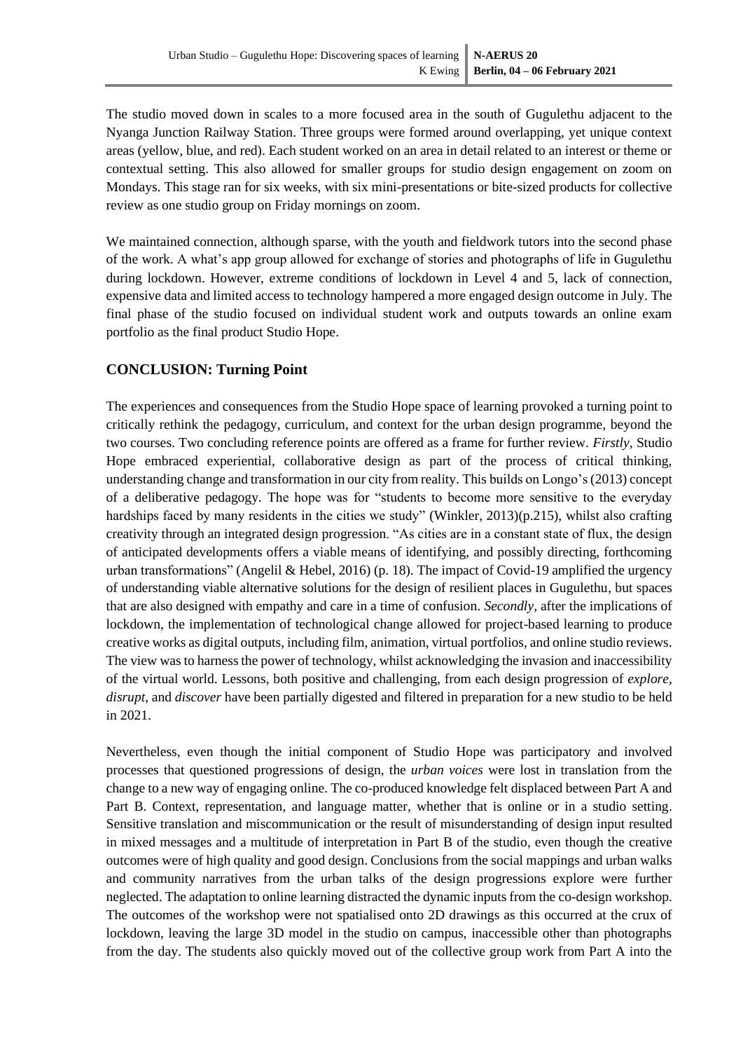The studio moved down in scales to a more focused area in the south of Gugulethu adjacent to the Nyanga Junction Railway Station. Three groups were formed around overlapping, yet unique context areas (yellow, blue, and red). Each student worked on an area in detail related to an interest or theme or contextual setting. This also allowed for smaller groups for studio design engagement on zoom on Mondays. This stage ran for six weeks, with six mini-presentations or bite-sized products for collective review as one studio group on Friday mornings on zoom.

We maintained connection, although sparse, with the youth and fieldwork tutors into the second phase of the work. A what's app group allowed for exchange of stories and photographs of life in Gugulethu during lockdown. However, extreme conditions of lockdown in Level 4 and 5, lack of connection, expensive data and limited access to technology hampered a more engaged design outcome in July. The final phase of the studio focused on individual student work and outputs towards an online exam portfolio as the final product Studio Hope.

## CONCLUSION: Turning Point

The experiences and consequences from the Studio Hope space of learning provoked a turning point to critically rethink the pedagogy, curriculum, and context for the urban design programme, beyond the two courses. Two concluding reference points are offered as a frame for further review. *Firstly*, Studio Hope embraced experiential, collaborative design as part of the process of critical thinking, understanding change and transformation in our city from reality. This builds on Longo's (2013) concept of a deliberative pedagogy. The hope was for "students to become more sensitive to the everyday hardships faced by many residents in the cities we study" (Winkler, 2013)(p.215), whilst also crafting creativity through an integrated design progression. "As cities are in a constant state of flux, the design of anticipated developments offers a viable means of identifying, and possibly directing, forthcoming urban transformations" (Angelil & Hebel, 2016) (p. 18). The impact of Covid-19 amplified the urgency of understanding viable alternative solutions for the design of resilient places in Gugulethu, but spaces that are also designed with empathy and care in a time of confusion. *Secondly*, after the implications of lockdown, the implementation of technological change allowed for project-based learning to produce creative works as digital outputs, including film, animation, virtual portfolios, and online studio reviews. The view was to harness the power of technology, whilst acknowledging the invasion and inaccessibility of the virtual world. Lessons, both positive and challenging, from each design progression of *explore*, *disrupt*, and *discover* have been partially digested and filtered in preparation for a new studio to be held in 2021.

Nevertheless, even though the initial component of Studio Hope was participatory and involved processes that questioned progressions of design, the *urban voices* were lost in translation from the change to a new way of engaging online. The co-produced knowledge felt displaced between Part A and Part B. Context, representation, and language matter, whether that is online or in a studio setting. Sensitive translation and miscommunication or the result of misunderstanding of design input resulted in mixed messages and a multitude of interpretation in Part B of the studio, even though the creative outcomes were of high quality and good design. Conclusions from the social mappings and urban walks and community narratives from the urban talks of the design progressions explore were further neglected. The adaptation to online learning distracted the dynamic inputs from the co-design workshop. The outcomes of the workshop were not spatialised onto 2D drawings as this occurred at the crux of lockdown, leaving the large 3D model in the studio on campus, inaccessible other than photographs from the day. The students also quickly moved out of the collective group work from Part A into the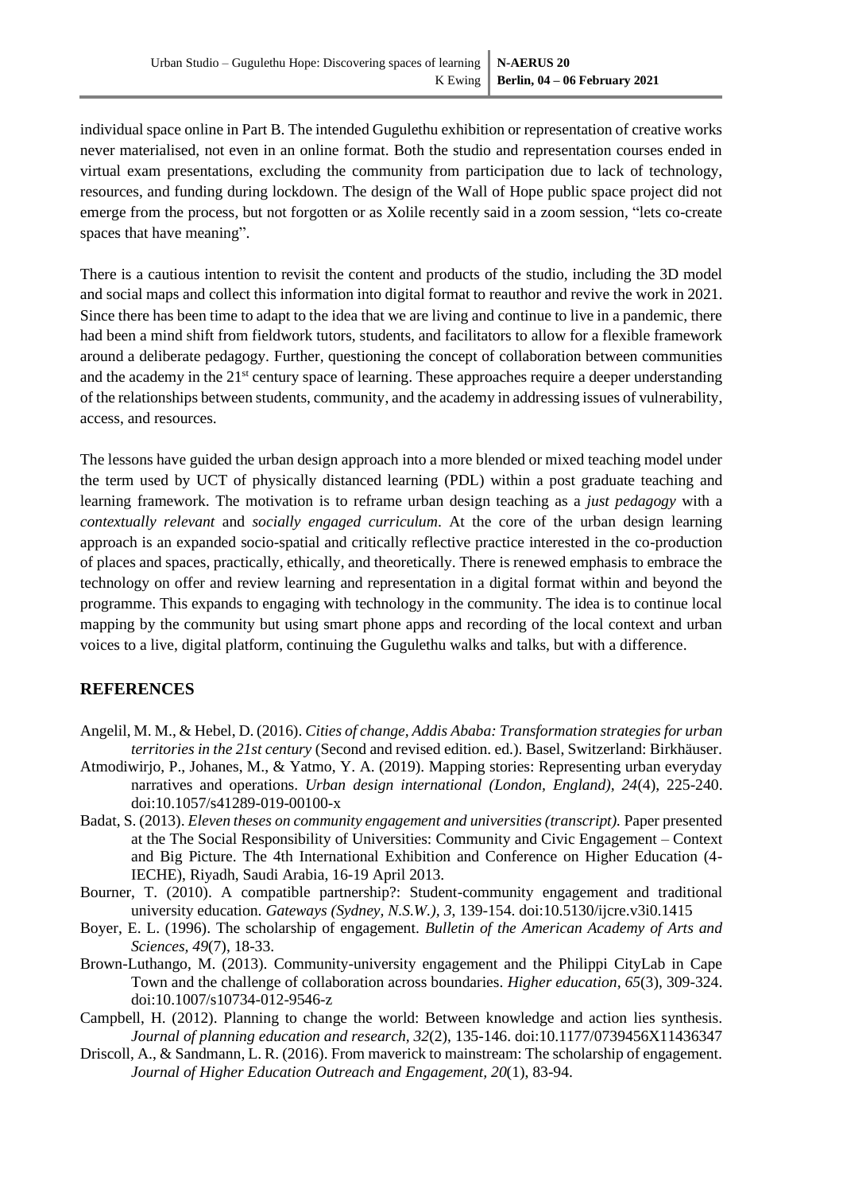individual space online in Part B. The intended Gugulethu exhibition or representation of creative works never materialised, not even in an online format. Both the studio and representation courses ended in virtual exam presentations, excluding the community from participation due to lack of technology, resources, and funding during lockdown. The design of the Wall of Hope public space project did not emerge from the process, but not forgotten or as Xolile recently said in a zoom session, "lets co-create spaces that have meaning".

There is a cautious intention to revisit the content and products of the studio, including the 3D model and social maps and collect this information into digital format to reauthor and revive the work in 2021. Since there has been time to adapt to the idea that we are living and continue to live in a pandemic, there had been a mind shift from fieldwork tutors, students, and facilitators to allow for a flexible framework around a deliberate pedagogy. Further, questioning the concept of collaboration between communities and the academy in the 21st century space of learning. These approaches require a deeper understanding of the relationships between students, community, and the academy in addressing issues of vulnerability, access, and resources.

The lessons have guided the urban design approach into a more blended or mixed teaching model under the term used by UCT of physically distanced learning (PDL) within a post graduate teaching and learning framework. The motivation is to reframe urban design teaching as a *just pedagogy* with a *contextually relevant* and *socially engaged curriculum*. At the core of the urban design learning approach is an expanded socio-spatial and critically reflective practice interested in the co-production of places and spaces, practically, ethically, and theoretically. There is renewed emphasis to embrace the technology on offer and review learning and representation in a digital format within and beyond the programme. This expands to engaging with technology in the community. The idea is to continue local mapping by the community but using smart phone apps and recording of the local context and urban voices to a live, digital platform, continuing the Gugulethu walks and talks, but with a difference.

## REFERENCES

Angelil, M. M., & Hebel, D. (2016). *Cities of change, Addis Ababa: Transformation strategies for urban territories in the 21st century* (Second and revised edition. ed.). Basel, Switzerland: Birkhäuser.

Atmodiwirjo, P., Johanes, M., & Yatmo, Y. A. (2019). Mapping stories: Representing urban everyday narratives and operations. *Urban design international (London, England), 24*(4), 225-240. doi:10.1057/s41289-019-00100-x

Badat, S. (2013). *Eleven theses on community engagement and universities (transcript).* Paper presented at the The Social Responsibility of Universities: Community and Civic Engagement – Context and Big Picture. The 4th International Exhibition and Conference on Higher Education (4-IECHE), Riyadh, Saudi Arabia, 16-19 April 2013.

Bourner, T. (2010). A compatible partnership?: Student-community engagement and traditional university education. *Gateways (Sydney, N.S.W.), 3*, 139-154. doi:10.5130/ijcre.v3i0.1415

Boyer, E. L. (1996). The scholarship of engagement. *Bulletin of the American Academy of Arts and Sciences, 49*(7), 18-33.

Brown-Luthango, M. (2013). Community-university engagement and the Philippi CityLab in Cape Town and the challenge of collaboration across boundaries. *Higher education, 65*(3), 309-324. doi:10.1007/s10734-012-9546-z

Campbell, H. (2012). Planning to change the world: Between knowledge and action lies synthesis. *Journal of planning education and research, 32*(2), 135-146. doi:10.1177/0739456X11436347

Driscoll, A., & Sandmann, L. R. (2016). From maverick to mainstream: The scholarship of engagement. *Journal of Higher Education Outreach and Engagement, 20*(1), 83-94.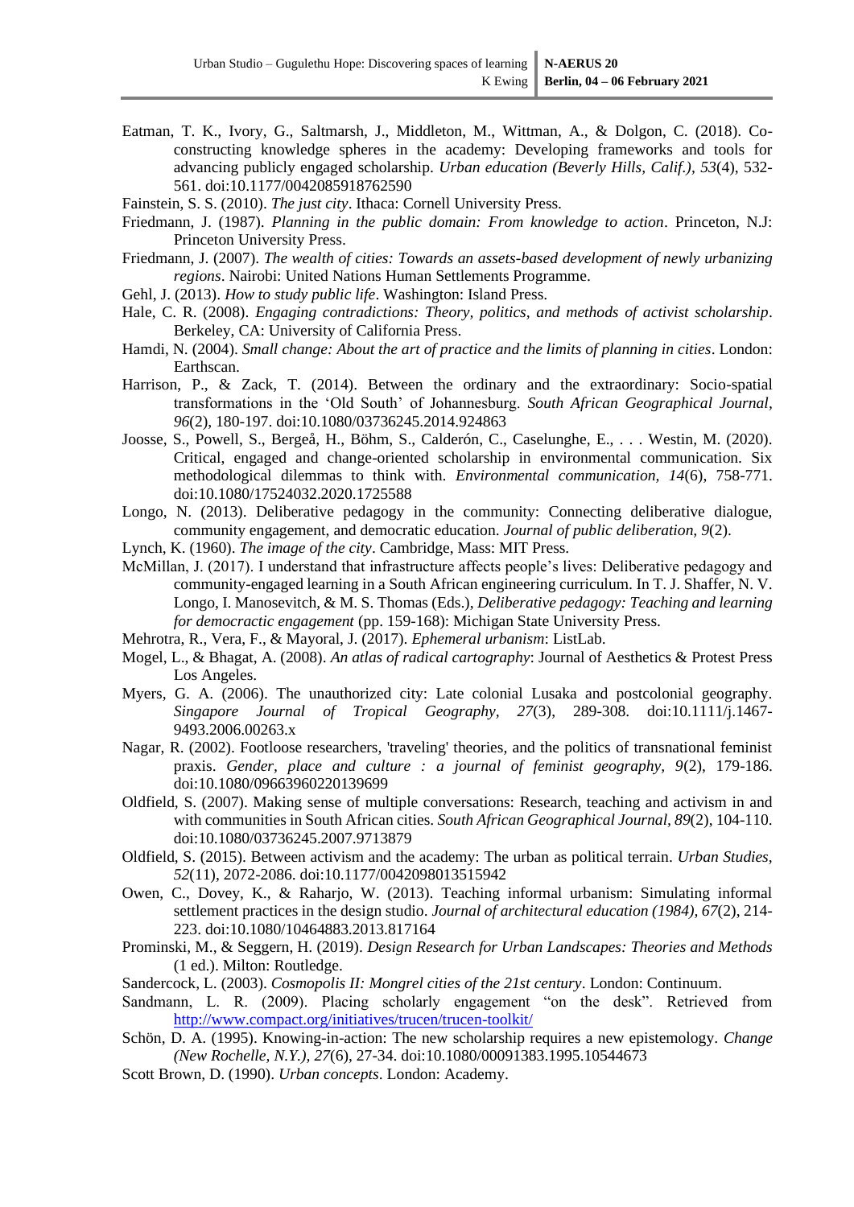Eatman, T. K., Ivory, G., Saltmarsh, J., Middleton, M., Wittman, A., & Dolgon, C. (2018). Co-constructing knowledge spheres in the academy: Developing frameworks and tools for advancing publicly engaged scholarship. *Urban education (Beverly Hills, Calif.), 53*(4), 532-561. doi:10.1177/0042085918762590

Fainstein, S. S. (2010). *The just city*. Ithaca: Cornell University Press.

Friedmann, J. (1987). *Planning in the public domain: From knowledge to action*. Princeton, N.J: Princeton University Press.

Friedmann, J. (2007). *The wealth of cities: Towards an assets-based development of newly urbanizing regions*. Nairobi: United Nations Human Settlements Programme.

Gehl, J. (2013). *How to study public life*. Washington: Island Press.

Hale, C. R. (2008). *Engaging contradictions: Theory, politics, and methods of activist scholarship*. Berkeley, CA: University of California Press.

Hamdi, N. (2004). *Small change: About the art of practice and the limits of planning in cities*. London: Earthscan.

Harrison, P., & Zack, T. (2014). Between the ordinary and the extraordinary: Socio-spatial transformations in the 'Old South' of Johannesburg. *South African Geographical Journal, 96*(2), 180-197. doi:10.1080/03736245.2014.924863

Joosse, S., Powell, S., Bergeå, H., Böhm, S., Calderón, C., Caselunghe, E., . . . Westin, M. (2020). Critical, engaged and change-oriented scholarship in environmental communication. Six methodological dilemmas to think with. *Environmental communication, 14*(6), 758-771. doi:10.1080/17524032.2020.1725588

Longo, N. (2013). Deliberative pedagogy in the community: Connecting deliberative dialogue, community engagement, and democratic education. *Journal of public deliberation, 9*(2).

Lynch, K. (1960). *The image of the city*. Cambridge, Mass: MIT Press.

McMillan, J. (2017). I understand that infrastructure affects people's lives: Deliberative pedagogy and community-engaged learning in a South African engineering curriculum. In T. J. Shaffer, N. V. Longo, I. Manosevitch, & M. S. Thomas (Eds.), *Deliberative pedagogy: Teaching and learning for democractic engagement* (pp. 159-168): Michigan State University Press.

Mehrotra, R., Vera, F., & Mayoral, J. (2017). *Ephemeral urbanism*: ListLab.

Mogel, L., & Bhagat, A. (2008). *An atlas of radical cartography*: Journal of Aesthetics & Protest Press Los Angeles.

Myers, G. A. (2006). The unauthorized city: Late colonial Lusaka and postcolonial geography. *Singapore Journal of Tropical Geography, 27*(3), 289-308. doi:10.1111/j.1467-9493.2006.00263.x

Nagar, R. (2002). Footloose researchers, 'traveling' theories, and the politics of transnational feminist praxis. *Gender, place and culture : a journal of feminist geography, 9*(2), 179-186. doi:10.1080/09663960220139699

Oldfield, S. (2007). Making sense of multiple conversations: Research, teaching and activism in and with communities in South African cities. *South African Geographical Journal, 89*(2), 104-110. doi:10.1080/03736245.2007.9713879

Oldfield, S. (2015). Between activism and the academy: The urban as political terrain. *Urban Studies, 52*(11), 2072-2086. doi:10.1177/0042098013515942

Owen, C., Dovey, K., & Raharjo, W. (2013). Teaching informal urbanism: Simulating informal settlement practices in the design studio. *Journal of architectural education (1984), 67*(2), 214-223. doi:10.1080/10464883.2013.817164

Prominski, M., & Seggern, H. (2019). *Design Research for Urban Landscapes: Theories and Methods* (1 ed.). Milton: Routledge.

Sandercock, L. (2003). *Cosmopolis II: Mongrel cities of the 21st century*. London: Continuum.

Sandmann, L. R. (2009). Placing scholarly engagement "on the desk". Retrieved from http://www.compact.org/initiatives/trucen/trucen-toolkit/

Schön, D. A. (1995). Knowing-in-action: The new scholarship requires a new epistemology. *Change (New Rochelle, N.Y.), 27*(6), 27-34. doi:10.1080/00091383.1995.10544673

Scott Brown, D. (1990). *Urban concepts*. London: Academy.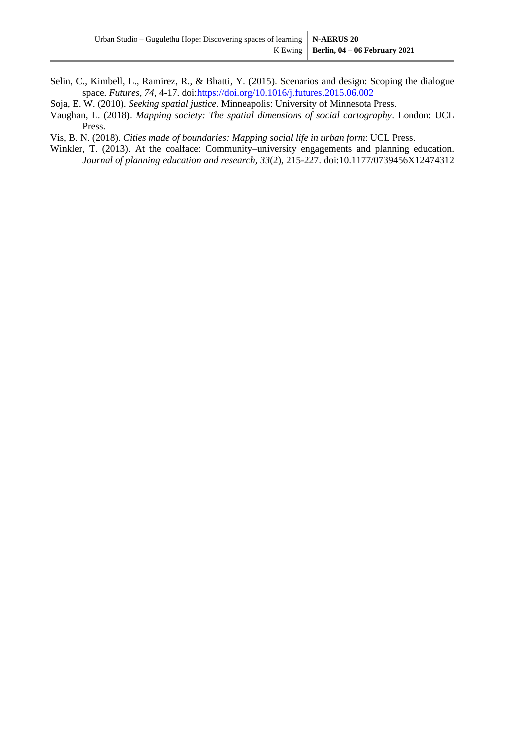Selin, C., Kimbell, L., Ramirez, R., & Bhatti, Y. (2015). Scenarios and design: Scoping the dialogue space. *Futures, 74*, 4-17. doi:https://doi.org/10.1016/j.futures.2015.06.002

Soja, E. W. (2010). *Seeking spatial justice*. Minneapolis: University of Minnesota Press.

Vaughan, L. (2018). *Mapping society: The spatial dimensions of social cartography*. London: UCL Press.

Vis, B. N. (2018). *Cities made of boundaries: Mapping social life in urban form*: UCL Press.

Winkler, T. (2013). At the coalface: Community–university engagements and planning education. *Journal of planning education and research, 33*(2), 215-227. doi:10.1177/0739456X12474312